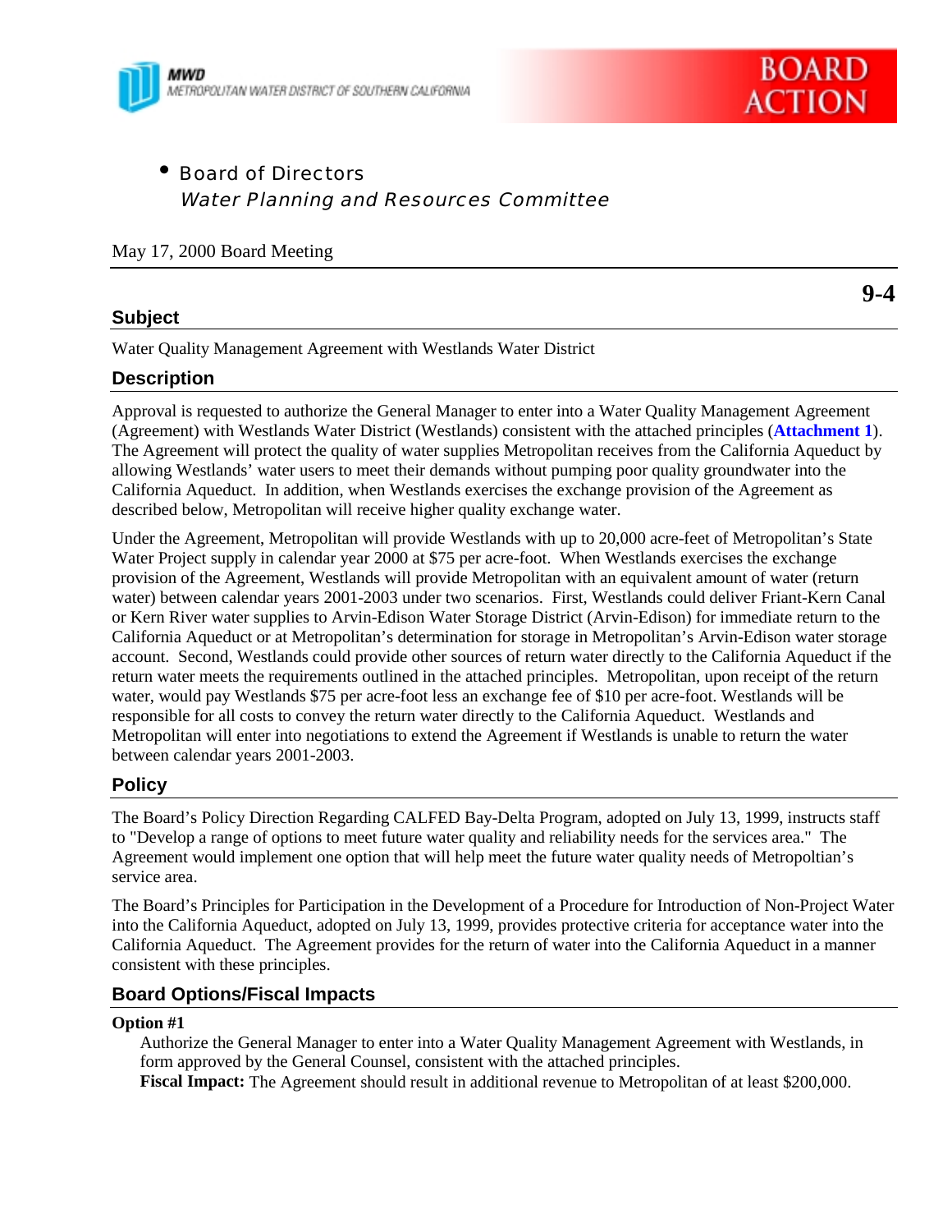MWD
METROPOLITAN WATER DISTRICT OF SOUTHERN CALIFORNIA

BOARD ACTION

- Board of Directors
  *Water Planning and Resources Committee*

May 17, 2000 Board Meeting

**9-4**

## Subject

Water Quality Management Agreement with Westlands Water District

## Description

Approval is requested to authorize the General Manager to enter into a Water Quality Management Agreement (Agreement) with Westlands Water District (Westlands) consistent with the attached principles (**Attachment 1**). The Agreement will protect the quality of water supplies Metropolitan receives from the California Aqueduct by allowing Westlands' water users to meet their demands without pumping poor quality groundwater into the California Aqueduct. In addition, when Westlands exercises the exchange provision of the Agreement as described below, Metropolitan will receive higher quality exchange water.

Under the Agreement, Metropolitan will provide Westlands with up to 20,000 acre-feet of Metropolitan's State Water Project supply in calendar year 2000 at $75 per acre-foot. When Westlands exercises the exchange provision of the Agreement, Westlands will provide Metropolitan with an equivalent amount of water (return water) between calendar years 2001-2003 under two scenarios. First, Westlands could deliver Friant-Kern Canal or Kern River water supplies to Arvin-Edison Water Storage District (Arvin-Edison) for immediate return to the California Aqueduct or at Metropolitan's determination for storage in Metropolitan's Arvin-Edison water storage account. Second, Westlands could provide other sources of return water directly to the California Aqueduct if the return water meets the requirements outlined in the attached principles. Metropolitan, upon receipt of the return water, would pay Westlands $75 per acre-foot less an exchange fee of $10 per acre-foot. Westlands will be responsible for all costs to convey the return water directly to the California Aqueduct. Westlands and Metropolitan will enter into negotiations to extend the Agreement if Westlands is unable to return the water between calendar years 2001-2003.

## Policy

The Board's Policy Direction Regarding CALFED Bay-Delta Program, adopted on July 13, 1999, instructs staff to "Develop a range of options to meet future water quality and reliability needs for the services area." The Agreement would implement one option that will help meet the future water quality needs of Metropoltian's service area.

The Board's Principles for Participation in the Development of a Procedure for Introduction of Non-Project Water into the California Aqueduct, adopted on July 13, 1999, provides protective criteria for acceptance water into the California Aqueduct. The Agreement provides for the return of water into the California Aqueduct in a manner consistent with these principles.

## Board Options/Fiscal Impacts

**Option #1**

Authorize the General Manager to enter into a Water Quality Management Agreement with Westlands, in form approved by the General Counsel, consistent with the attached principles.

**Fiscal Impact:** The Agreement should result in additional revenue to Metropolitan of at least $200,000.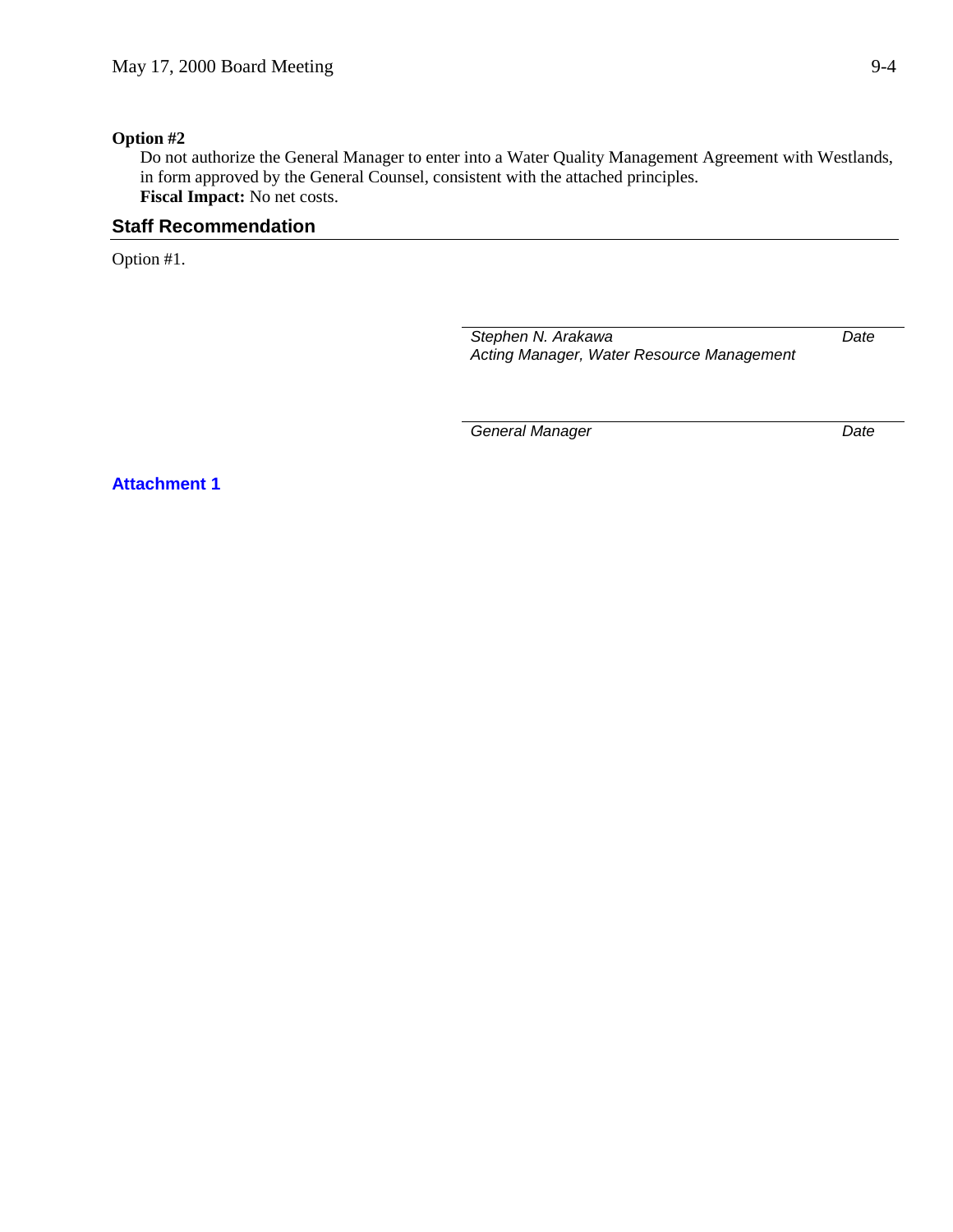**Option #2**

Do not authorize the General Manager to enter into a Water Quality Management Agreement with Westlands, in form approved by the General Counsel, consistent with the attached principles.

**Fiscal Impact:** No net costs.

## Staff Recommendation

Option #1.

*Stephen N. Arakawa* — *Date*
*Acting Manager, Water Resource Management*

*General Manager* — *Date*

**Attachment 1**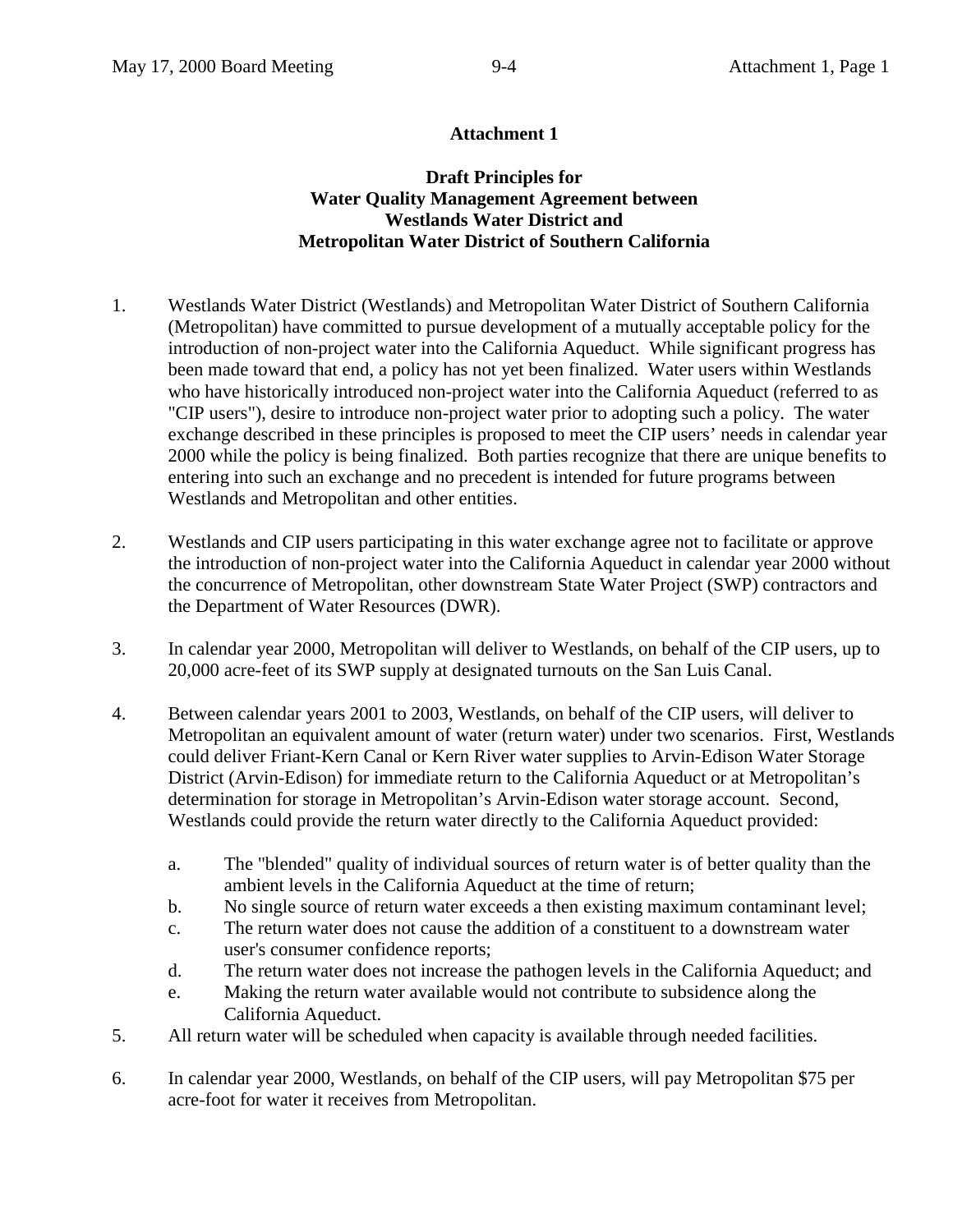**Attachment 1**

**Draft Principles for**
**Water Quality Management Agreement between**
**Westlands Water District and**
**Metropolitan Water District of Southern California**

1. Westlands Water District (Westlands) and Metropolitan Water District of Southern California (Metropolitan) have committed to pursue development of a mutually acceptable policy for the introduction of non-project water into the California Aqueduct. While significant progress has been made toward that end, a policy has not yet been finalized. Water users within Westlands who have historically introduced non-project water into the California Aqueduct (referred to as "CIP users"), desire to introduce non-project water prior to adopting such a policy. The water exchange described in these principles is proposed to meet the CIP users' needs in calendar year 2000 while the policy is being finalized. Both parties recognize that there are unique benefits to entering into such an exchange and no precedent is intended for future programs between Westlands and Metropolitan and other entities.

2. Westlands and CIP users participating in this water exchange agree not to facilitate or approve the introduction of non-project water into the California Aqueduct in calendar year 2000 without the concurrence of Metropolitan, other downstream State Water Project (SWP) contractors and the Department of Water Resources (DWR).

3. In calendar year 2000, Metropolitan will deliver to Westlands, on behalf of the CIP users, up to 20,000 acre-feet of its SWP supply at designated turnouts on the San Luis Canal.

4. Between calendar years 2001 to 2003, Westlands, on behalf of the CIP users, will deliver to Metropolitan an equivalent amount of water (return water) under two scenarios. First, Westlands could deliver Friant-Kern Canal or Kern River water supplies to Arvin-Edison Water Storage District (Arvin-Edison) for immediate return to the California Aqueduct or at Metropolitan's determination for storage in Metropolitan's Arvin-Edison water storage account. Second, Westlands could provide the return water directly to the California Aqueduct provided:

   a. The "blended" quality of individual sources of return water is of better quality than the ambient levels in the California Aqueduct at the time of return;
   b. No single source of return water exceeds a then existing maximum contaminant level;
   c. The return water does not cause the addition of a constituent to a downstream water user's consumer confidence reports;
   d. The return water does not increase the pathogen levels in the California Aqueduct; and
   e. Making the return water available would not contribute to subsidence along the California Aqueduct.

5. All return water will be scheduled when capacity is available through needed facilities.

6. In calendar year 2000, Westlands, on behalf of the CIP users, will pay Metropolitan $75 per acre-foot for water it receives from Metropolitan.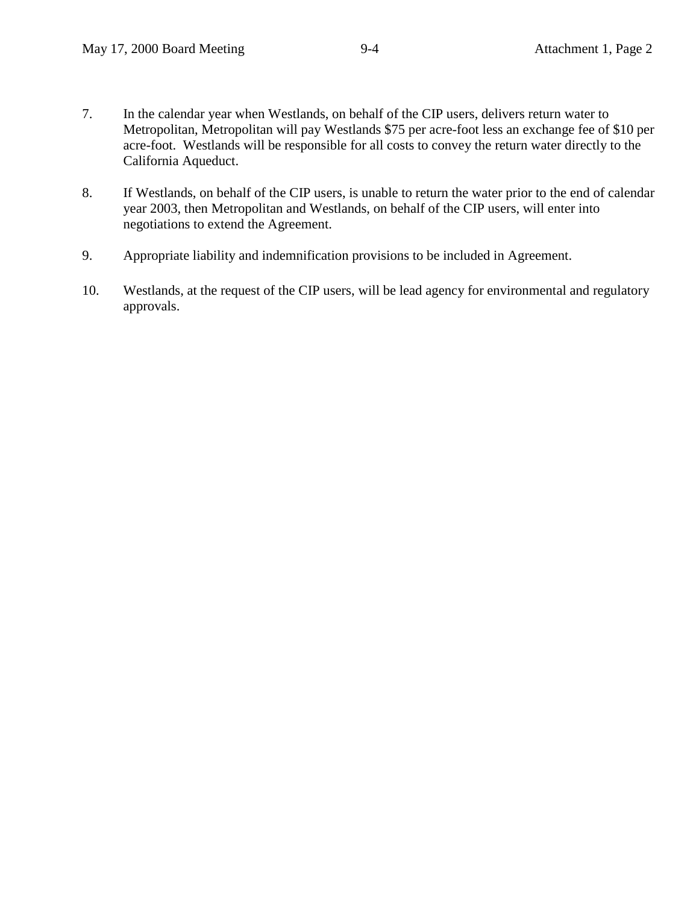7. In the calendar year when Westlands, on behalf of the CIP users, delivers return water to Metropolitan, Metropolitan will pay Westlands $75 per acre-foot less an exchange fee of $10 per acre-foot. Westlands will be responsible for all costs to convey the return water directly to the California Aqueduct.

8. If Westlands, on behalf of the CIP users, is unable to return the water prior to the end of calendar year 2003, then Metropolitan and Westlands, on behalf of the CIP users, will enter into negotiations to extend the Agreement.

9. Appropriate liability and indemnification provisions to be included in Agreement.

10. Westlands, at the request of the CIP users, will be lead agency for environmental and regulatory approvals.